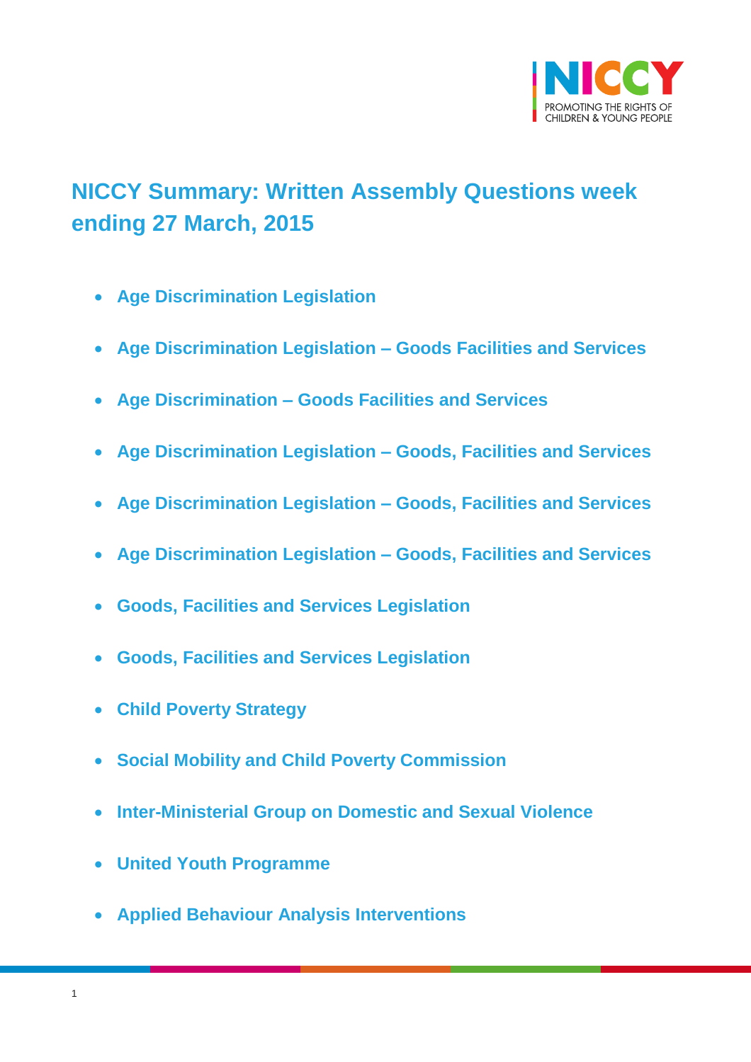# NICCY Summary: Written Assembly Questions week ending 27 March, 2015

- **Age Discrimination Legislation**
- **Age Discrimination Legislation – Goods Facilities and Services**
- **Age Discrimination – Goods Facilities and Services**
- **Age Discrimination Legislation – Goods, Facilities and Services**
- **Age Discrimination Legislation – Goods, Facilities and Services**
- **Age Discrimination Legislation – Goods, Facilities and Services**
- **Goods, Facilities and Services Legislation**
- **Goods, Facilities and Services Legislation**
- **Child Poverty Strategy**
- **Social Mobility and Child Poverty Commission**
- **Inter-Ministerial Group on Domestic and Sexual Violence**
- **United Youth Programme**
- **Applied Behaviour Analysis Interventions**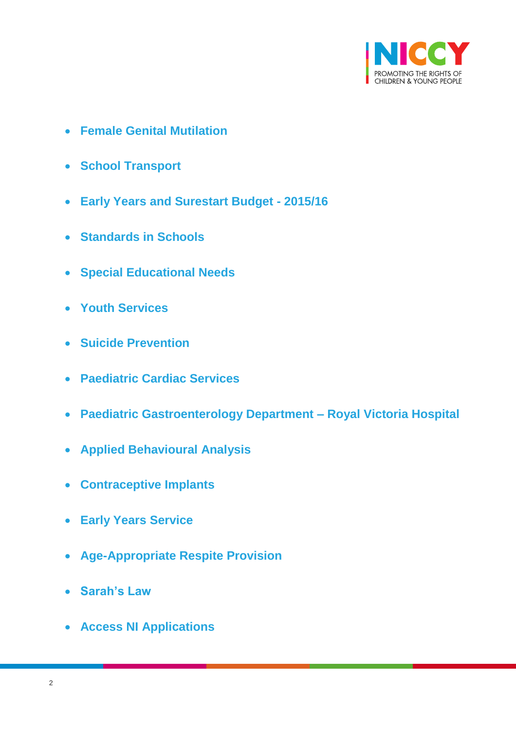- **Female Genital Mutilation**
- **School Transport**
- **Early Years and Surestart Budget - 2015/16**
- **Standards in Schools**
- **Special Educational Needs**
- **Youth Services**
- **Suicide Prevention**
- **Paediatric Cardiac Services**
- **Paediatric Gastroenterology Department – Royal Victoria Hospital**
- **Applied Behavioural Analysis**
- **Contraceptive Implants**
- **Early Years Service**
- **Age-Appropriate Respite Provision**
- **Sarah's Law**
- **Access NI Applications**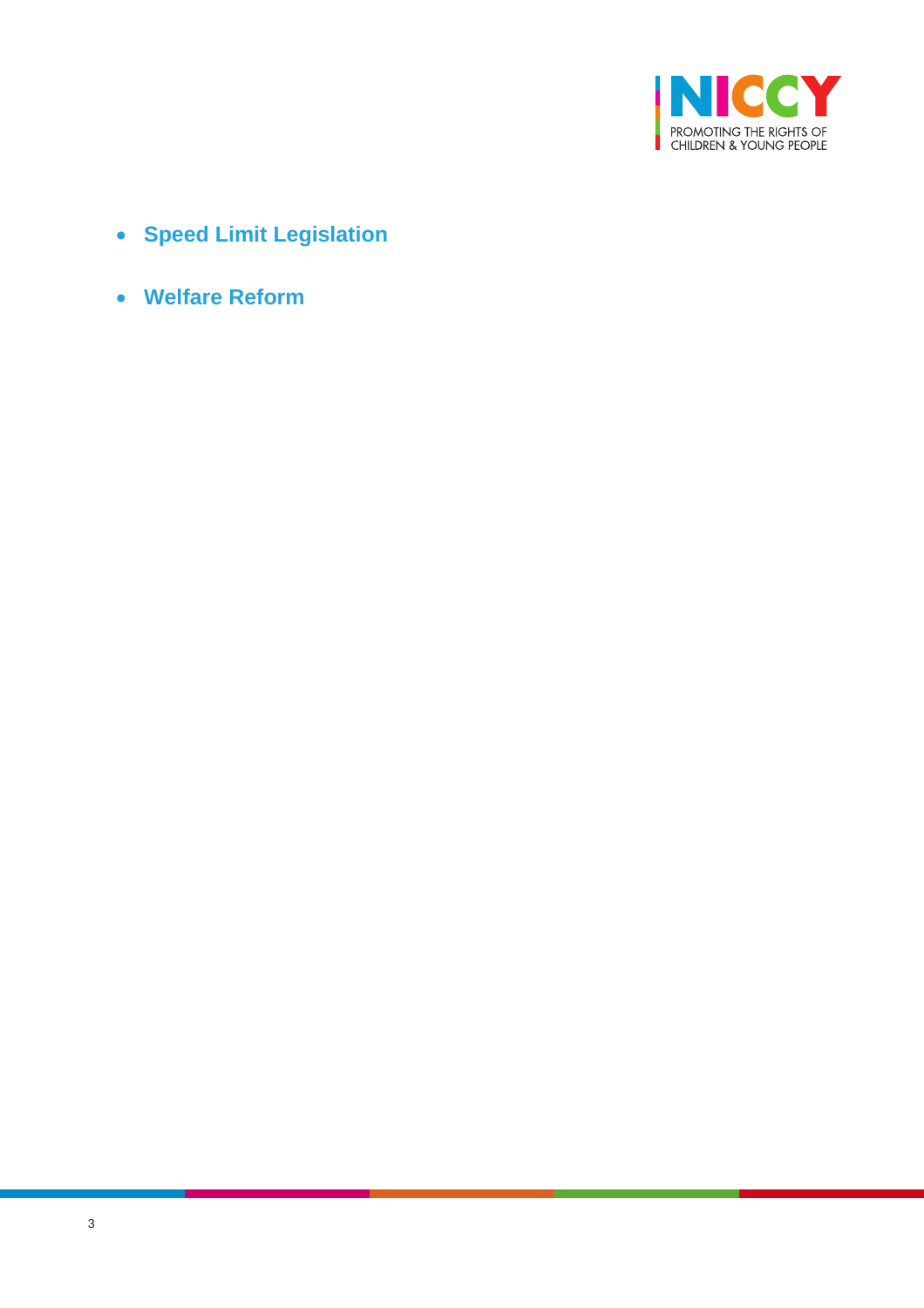- **Speed Limit Legislation**
- **Welfare Reform**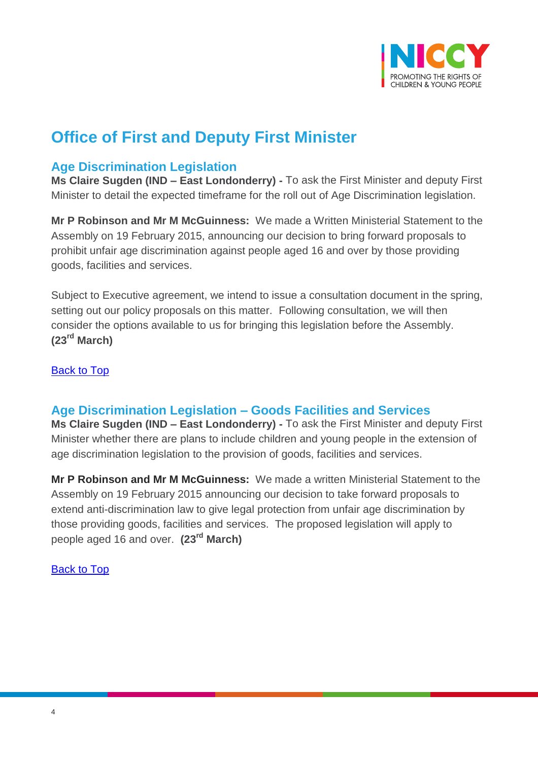# Office of First and Deputy First Minister

## Age Discrimination Legislation

**Ms Claire Sugden (IND – East Londonderry) -** To ask the First Minister and deputy First Minister to detail the expected timeframe for the roll out of Age Discrimination legislation.

**Mr P Robinson and Mr M McGuinness:** We made a Written Ministerial Statement to the Assembly on 19 February 2015, announcing our decision to bring forward proposals to prohibit unfair age discrimination against people aged 16 and over by those providing goods, facilities and services.

Subject to Executive agreement, we intend to issue a consultation document in the spring, setting out our policy proposals on this matter. Following consultation, we will then consider the options available to us for bringing this legislation before the Assembly. **(23rd March)**

Back to Top

## Age Discrimination Legislation – Goods Facilities and Services

**Ms Claire Sugden (IND – East Londonderry) -** To ask the First Minister and deputy First Minister whether there are plans to include children and young people in the extension of age discrimination legislation to the provision of goods, facilities and services.

**Mr P Robinson and Mr M McGuinness:** We made a written Ministerial Statement to the Assembly on 19 February 2015 announcing our decision to take forward proposals to extend anti-discrimination law to give legal protection from unfair age discrimination by those providing goods, facilities and services. The proposed legislation will apply to people aged 16 and over. **(23rd March)**

Back to Top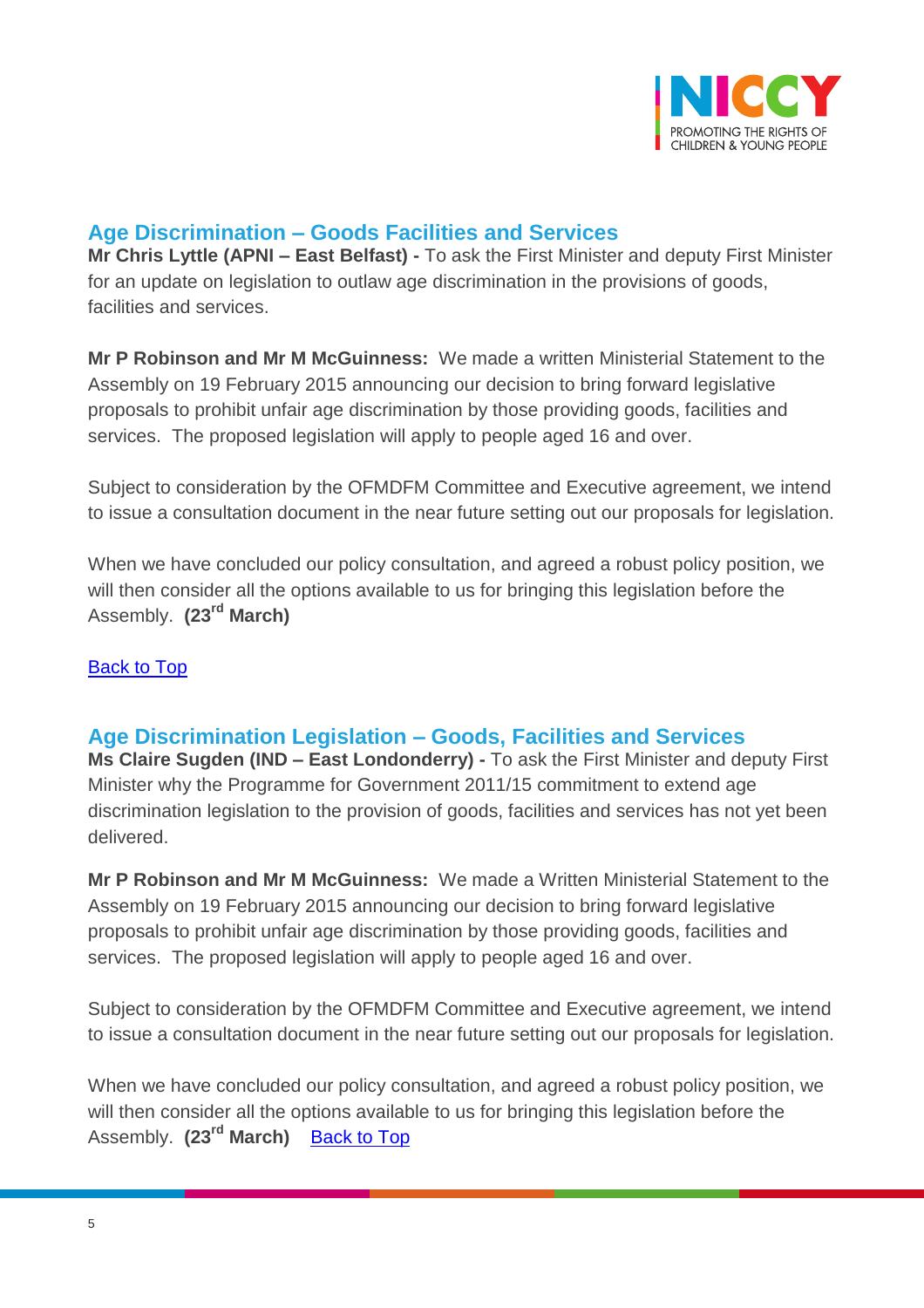## Age Discrimination – Goods Facilities and Services

**Mr Chris Lyttle (APNI – East Belfast) -** To ask the First Minister and deputy First Minister for an update on legislation to outlaw age discrimination in the provisions of goods, facilities and services.

**Mr P Robinson and Mr M McGuinness:** We made a written Ministerial Statement to the Assembly on 19 February 2015 announcing our decision to bring forward legislative proposals to prohibit unfair age discrimination by those providing goods, facilities and services. The proposed legislation will apply to people aged 16 and over.

Subject to consideration by the OFMDFM Committee and Executive agreement, we intend to issue a consultation document in the near future setting out our proposals for legislation.

When we have concluded our policy consultation, and agreed a robust policy position, we will then consider all the options available to us for bringing this legislation before the Assembly. **(23rd March)**

Back to Top

## Age Discrimination Legislation – Goods, Facilities and Services

**Ms Claire Sugden (IND – East Londonderry) -** To ask the First Minister and deputy First Minister why the Programme for Government 2011/15 commitment to extend age discrimination legislation to the provision of goods, facilities and services has not yet been delivered.

**Mr P Robinson and Mr M McGuinness:** We made a Written Ministerial Statement to the Assembly on 19 February 2015 announcing our decision to bring forward legislative proposals to prohibit unfair age discrimination by those providing goods, facilities and services. The proposed legislation will apply to people aged 16 and over.

Subject to consideration by the OFMDFM Committee and Executive agreement, we intend to issue a consultation document in the near future setting out our proposals for legislation.

When we have concluded our policy consultation, and agreed a robust policy position, we will then consider all the options available to us for bringing this legislation before the Assembly. **(23rd March)** Back to Top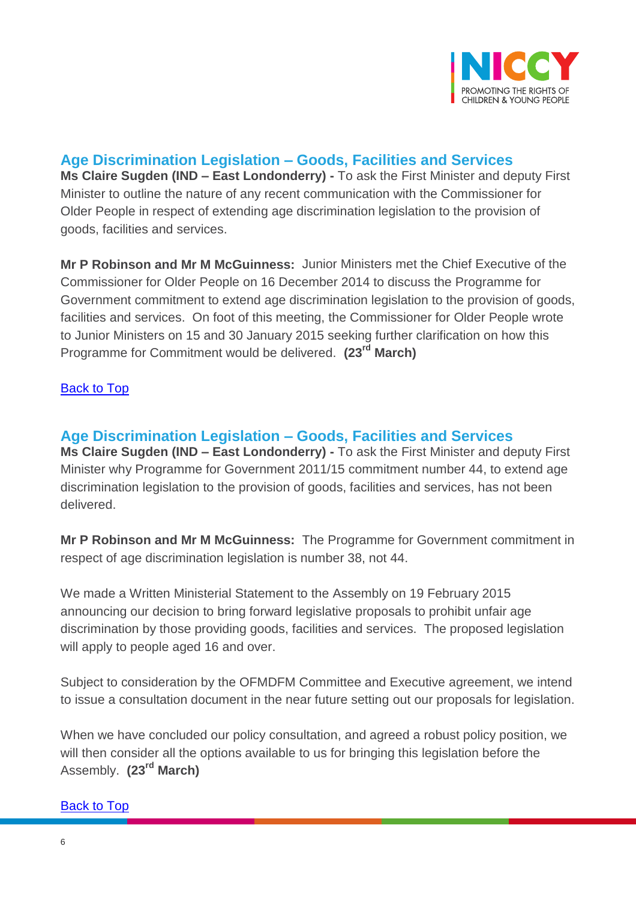## Age Discrimination Legislation – Goods, Facilities and Services

**Ms Claire Sugden (IND – East Londonderry) -** To ask the First Minister and deputy First Minister to outline the nature of any recent communication with the Commissioner for Older People in respect of extending age discrimination legislation to the provision of goods, facilities and services.

**Mr P Robinson and Mr M McGuinness:** Junior Ministers met the Chief Executive of the Commissioner for Older People on 16 December 2014 to discuss the Programme for Government commitment to extend age discrimination legislation to the provision of goods, facilities and services. On foot of this meeting, the Commissioner for Older People wrote to Junior Ministers on 15 and 30 January 2015 seeking further clarification on how this Programme for Commitment would be delivered. **(23rd March)**

Back to Top

## Age Discrimination Legislation – Goods, Facilities and Services

**Ms Claire Sugden (IND – East Londonderry) -** To ask the First Minister and deputy First Minister why Programme for Government 2011/15 commitment number 44, to extend age discrimination legislation to the provision of goods, facilities and services, has not been delivered.

**Mr P Robinson and Mr M McGuinness:** The Programme for Government commitment in respect of age discrimination legislation is number 38, not 44.

We made a Written Ministerial Statement to the Assembly on 19 February 2015 announcing our decision to bring forward legislative proposals to prohibit unfair age discrimination by those providing goods, facilities and services. The proposed legislation will apply to people aged 16 and over.

Subject to consideration by the OFMDFM Committee and Executive agreement, we intend to issue a consultation document in the near future setting out our proposals for legislation.

When we have concluded our policy consultation, and agreed a robust policy position, we will then consider all the options available to us for bringing this legislation before the Assembly. **(23rd March)**

Back to Top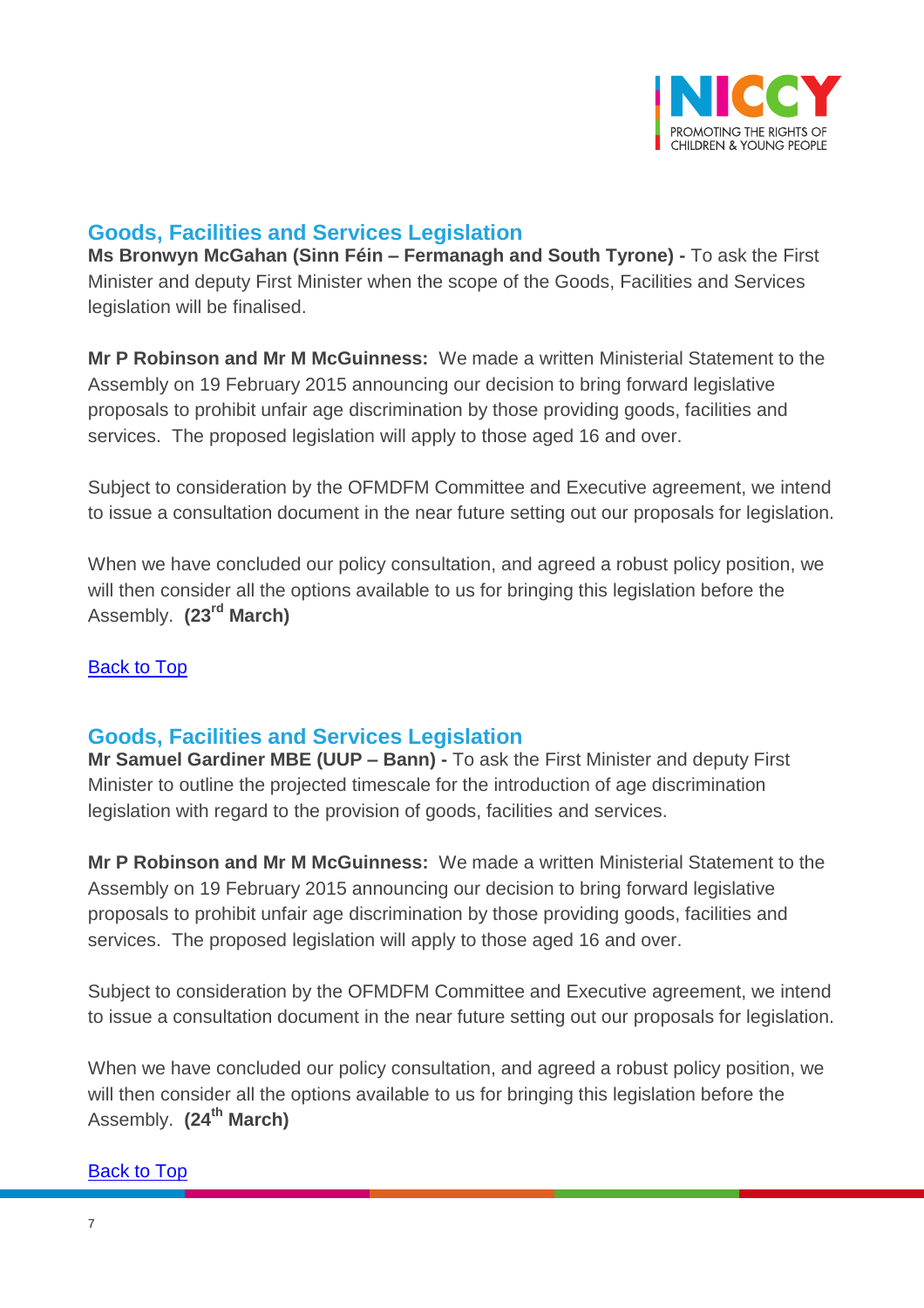## Goods, Facilities and Services Legislation

**Ms Bronwyn McGahan (Sinn Féin – Fermanagh and South Tyrone) -** To ask the First Minister and deputy First Minister when the scope of the Goods, Facilities and Services legislation will be finalised.

**Mr P Robinson and Mr M McGuinness:** We made a written Ministerial Statement to the Assembly on 19 February 2015 announcing our decision to bring forward legislative proposals to prohibit unfair age discrimination by those providing goods, facilities and services. The proposed legislation will apply to those aged 16 and over.

Subject to consideration by the OFMDFM Committee and Executive agreement, we intend to issue a consultation document in the near future setting out our proposals for legislation.

When we have concluded our policy consultation, and agreed a robust policy position, we will then consider all the options available to us for bringing this legislation before the Assembly. **(23rd March)**

Back to Top

## Goods, Facilities and Services Legislation

**Mr Samuel Gardiner MBE (UUP – Bann) -** To ask the First Minister and deputy First Minister to outline the projected timescale for the introduction of age discrimination legislation with regard to the provision of goods, facilities and services.

**Mr P Robinson and Mr M McGuinness:** We made a written Ministerial Statement to the Assembly on 19 February 2015 announcing our decision to bring forward legislative proposals to prohibit unfair age discrimination by those providing goods, facilities and services. The proposed legislation will apply to those aged 16 and over.

Subject to consideration by the OFMDFM Committee and Executive agreement, we intend to issue a consultation document in the near future setting out our proposals for legislation.

When we have concluded our policy consultation, and agreed a robust policy position, we will then consider all the options available to us for bringing this legislation before the Assembly. **(24th March)**

Back to Top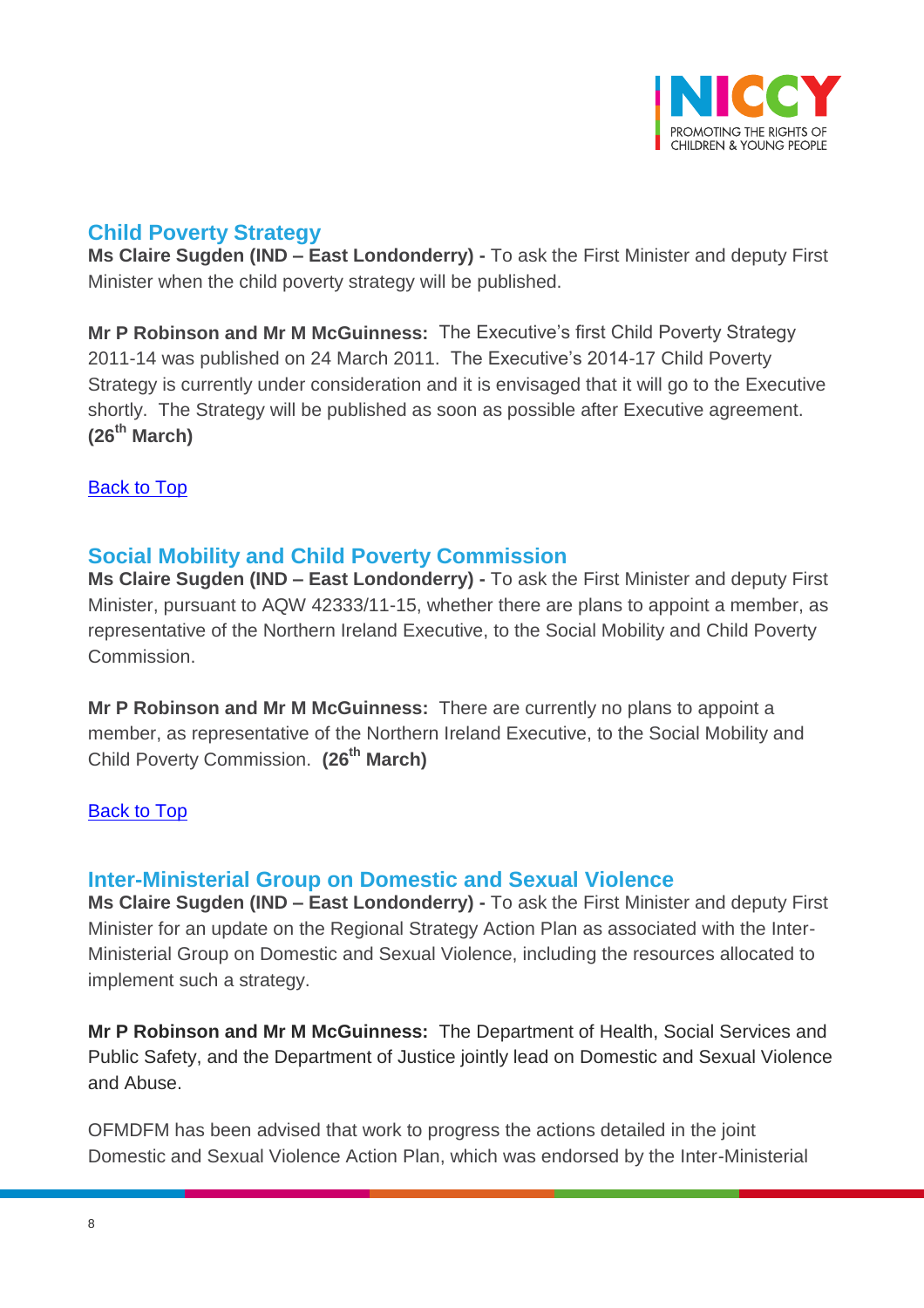## Child Poverty Strategy

**Ms Claire Sugden (IND – East Londonderry) -** To ask the First Minister and deputy First Minister when the child poverty strategy will be published.

**Mr P Robinson and Mr M McGuinness:** The Executive's first Child Poverty Strategy 2011-14 was published on 24 March 2011. The Executive's 2014-17 Child Poverty Strategy is currently under consideration and it is envisaged that it will go to the Executive shortly. The Strategy will be published as soon as possible after Executive agreement. **(26th March)**

Back to Top

## Social Mobility and Child Poverty Commission

**Ms Claire Sugden (IND – East Londonderry) -** To ask the First Minister and deputy First Minister, pursuant to AQW 42333/11-15, whether there are plans to appoint a member, as representative of the Northern Ireland Executive, to the Social Mobility and Child Poverty Commission.

**Mr P Robinson and Mr M McGuinness:** There are currently no plans to appoint a member, as representative of the Northern Ireland Executive, to the Social Mobility and Child Poverty Commission. **(26th March)**

Back to Top

## Inter-Ministerial Group on Domestic and Sexual Violence

**Ms Claire Sugden (IND – East Londonderry) -** To ask the First Minister and deputy First Minister for an update on the Regional Strategy Action Plan as associated with the Inter-Ministerial Group on Domestic and Sexual Violence, including the resources allocated to implement such a strategy.

**Mr P Robinson and Mr M McGuinness:** The Department of Health, Social Services and Public Safety, and the Department of Justice jointly lead on Domestic and Sexual Violence and Abuse.

OFMDFM has been advised that work to progress the actions detailed in the joint Domestic and Sexual Violence Action Plan, which was endorsed by the Inter-Ministerial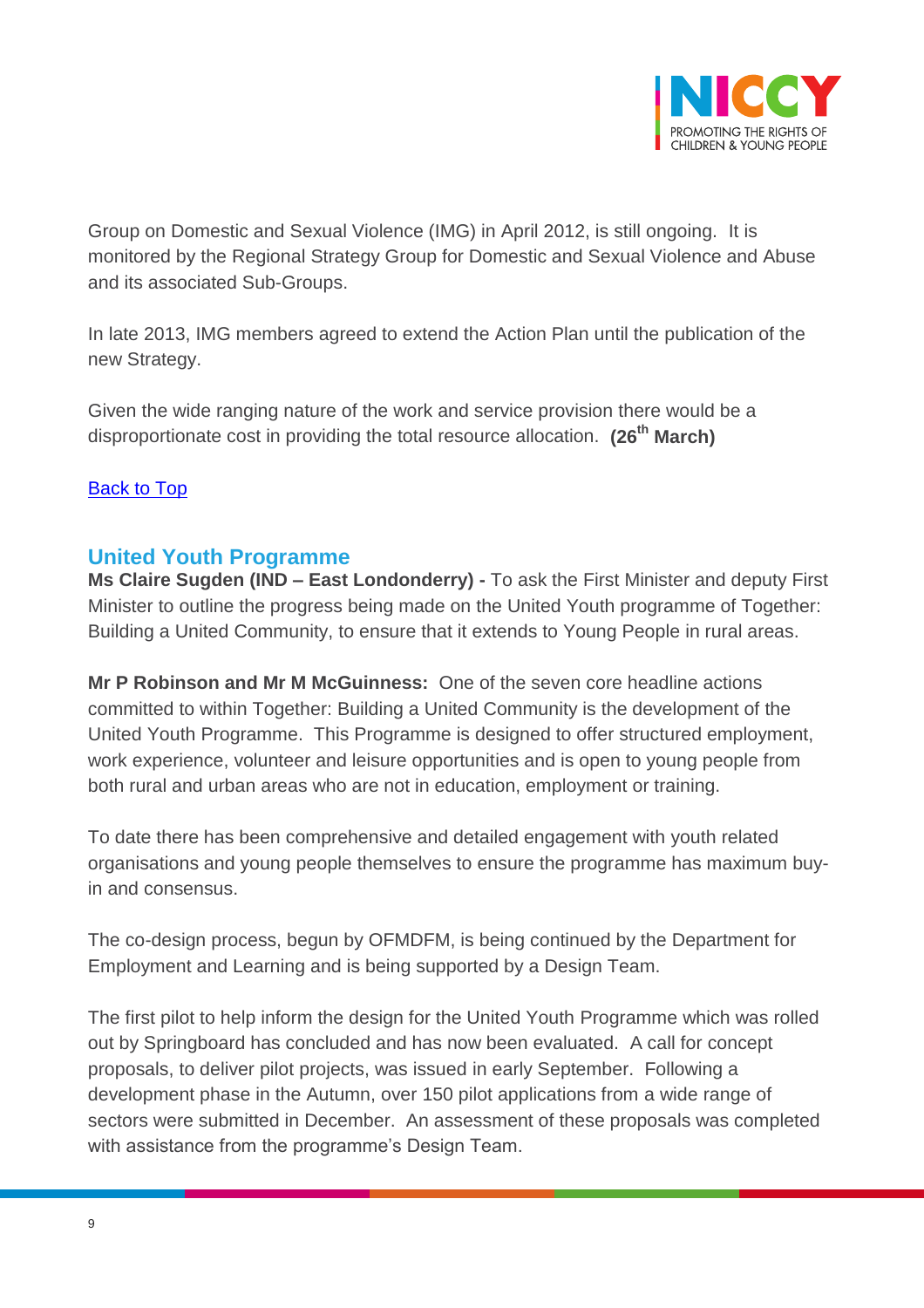Group on Domestic and Sexual Violence (IMG) in April 2012, is still ongoing. It is monitored by the Regional Strategy Group for Domestic and Sexual Violence and Abuse and its associated Sub-Groups.

In late 2013, IMG members agreed to extend the Action Plan until the publication of the new Strategy.

Given the wide ranging nature of the work and service provision there would be a disproportionate cost in providing the total resource allocation. **(26th March)**

[Back to Top]

## United Youth Programme

**Ms Claire Sugden (IND – East Londonderry) -** To ask the First Minister and deputy First Minister to outline the progress being made on the United Youth programme of Together: Building a United Community, to ensure that it extends to Young People in rural areas.

**Mr P Robinson and Mr M McGuinness:** One of the seven core headline actions committed to within Together: Building a United Community is the development of the United Youth Programme. This Programme is designed to offer structured employment, work experience, volunteer and leisure opportunities and is open to young people from both rural and urban areas who are not in education, employment or training.

To date there has been comprehensive and detailed engagement with youth related organisations and young people themselves to ensure the programme has maximum buy-in and consensus.

The co-design process, begun by OFMDFM, is being continued by the Department for Employment and Learning and is being supported by a Design Team.

The first pilot to help inform the design for the United Youth Programme which was rolled out by Springboard has concluded and has now been evaluated. A call for concept proposals, to deliver pilot projects, was issued in early September. Following a development phase in the Autumn, over 150 pilot applications from a wide range of sectors were submitted in December. An assessment of these proposals was completed with assistance from the programme's Design Team.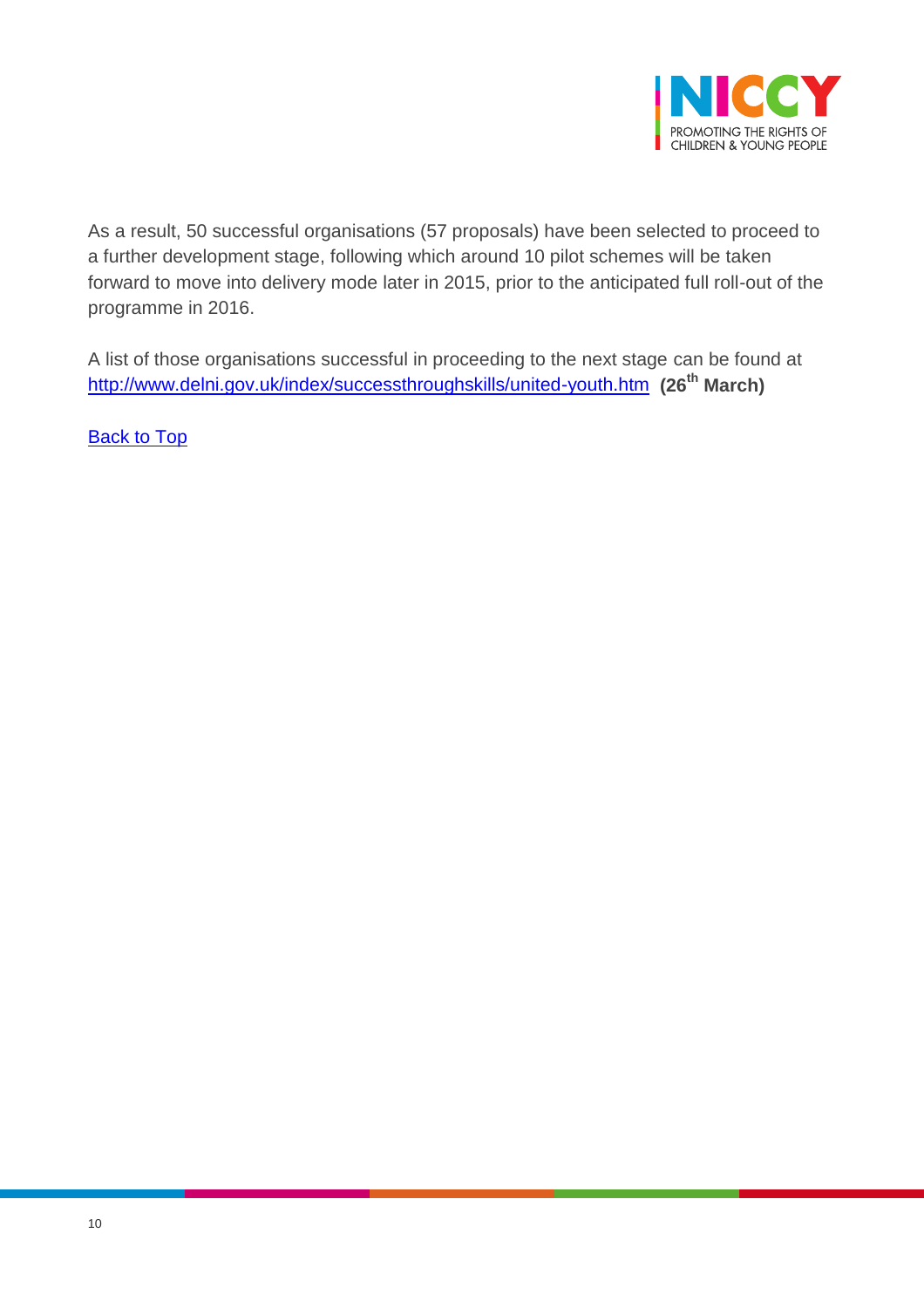As a result, 50 successful organisations (57 proposals) have been selected to proceed to a further development stage, following which around 10 pilot schemes will be taken forward to move into delivery mode later in 2015, prior to the anticipated full roll-out of the programme in 2016.

A list of those organisations successful in proceeding to the next stage can be found at [http://www.delni.gov.uk/index/successthroughskills/united-youth.htm](http://www.delni.gov.uk/index/successthroughskills/united-youth.htm) **(26th March)**

[Back to Top](#)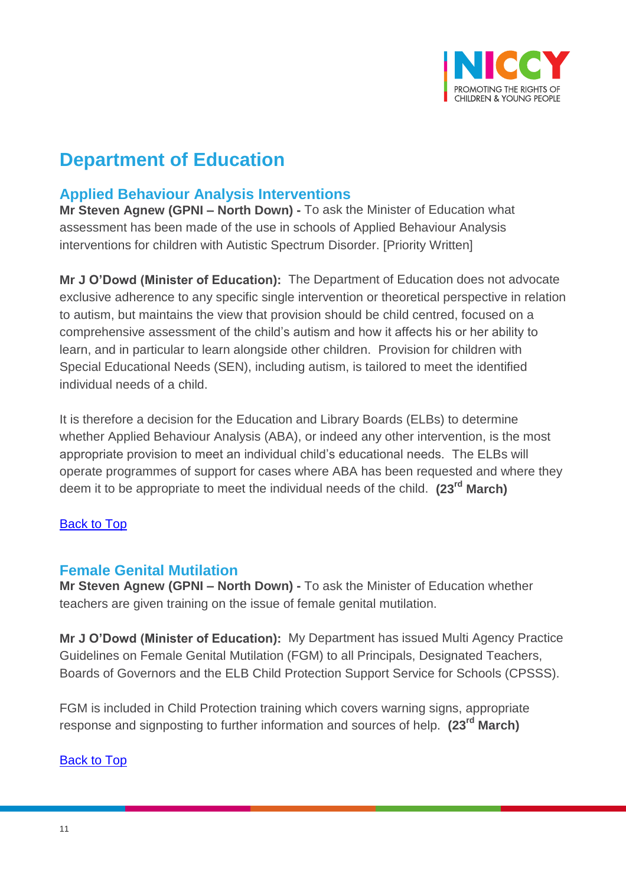# Department of Education

## Applied Behaviour Analysis Interventions

**Mr Steven Agnew (GPNI – North Down) -** To ask the Minister of Education what assessment has been made of the use in schools of Applied Behaviour Analysis interventions for children with Autistic Spectrum Disorder. [Priority Written]

**Mr J O'Dowd (Minister of Education):** The Department of Education does not advocate exclusive adherence to any specific single intervention or theoretical perspective in relation to autism, but maintains the view that provision should be child centred, focused on a comprehensive assessment of the child's autism and how it affects his or her ability to learn, and in particular to learn alongside other children. Provision for children with Special Educational Needs (SEN), including autism, is tailored to meet the identified individual needs of a child.

It is therefore a decision for the Education and Library Boards (ELBs) to determine whether Applied Behaviour Analysis (ABA), or indeed any other intervention, is the most appropriate provision to meet an individual child's educational needs. The ELBs will operate programmes of support for cases where ABA has been requested and where they deem it to be appropriate to meet the individual needs of the child. **(23rd March)**

Back to Top

## Female Genital Mutilation

**Mr Steven Agnew (GPNI – North Down) -** To ask the Minister of Education whether teachers are given training on the issue of female genital mutilation.

**Mr J O'Dowd (Minister of Education):** My Department has issued Multi Agency Practice Guidelines on Female Genital Mutilation (FGM) to all Principals, Designated Teachers, Boards of Governors and the ELB Child Protection Support Service for Schools (CPSSS).

FGM is included in Child Protection training which covers warning signs, appropriate response and signposting to further information and sources of help. **(23rd March)**

Back to Top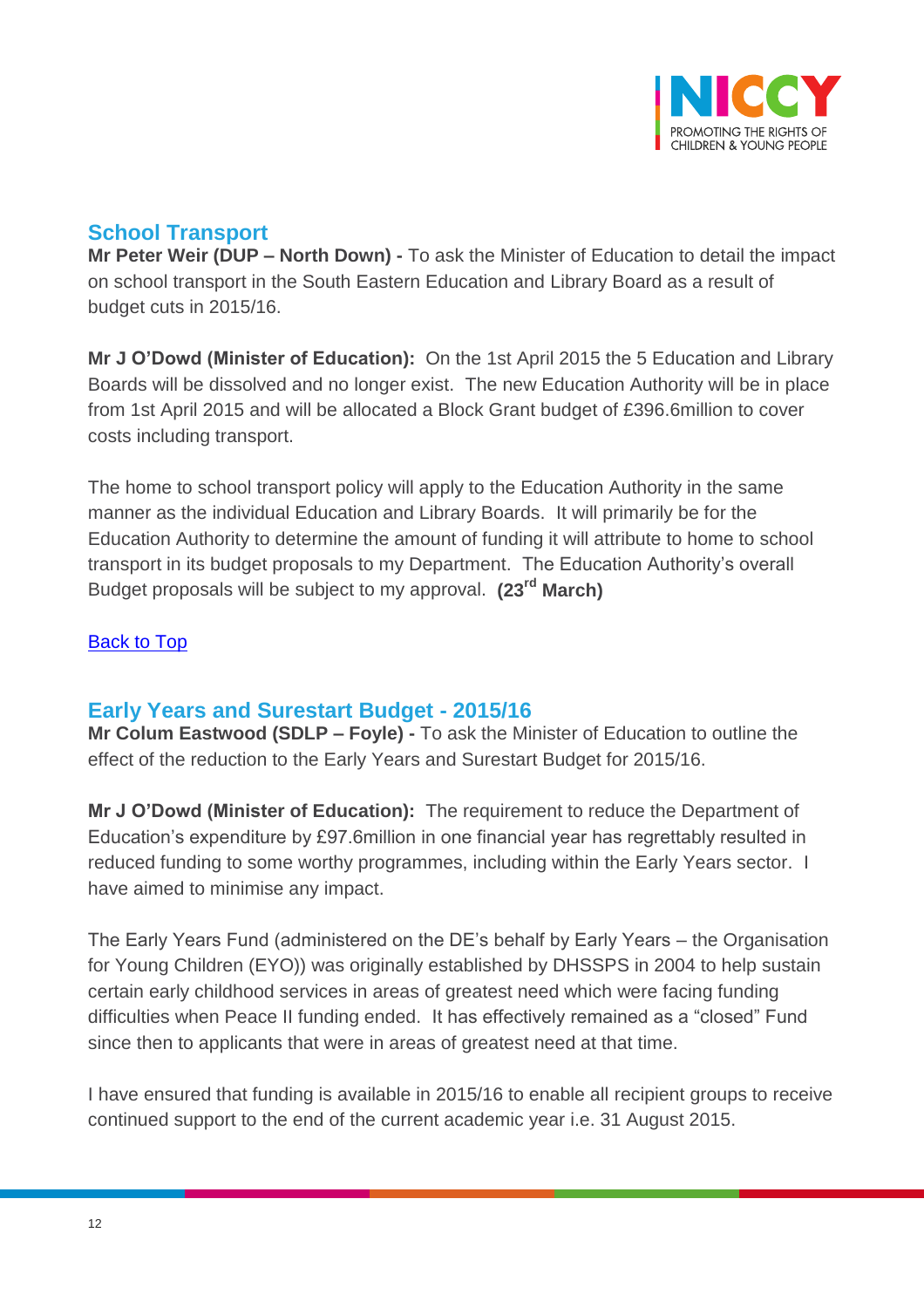## School Transport

**Mr Peter Weir (DUP – North Down) -** To ask the Minister of Education to detail the impact on school transport in the South Eastern Education and Library Board as a result of budget cuts in 2015/16.

**Mr J O'Dowd (Minister of Education):** On the 1st April 2015 the 5 Education and Library Boards will be dissolved and no longer exist. The new Education Authority will be in place from 1st April 2015 and will be allocated a Block Grant budget of £396.6million to cover costs including transport.

The home to school transport policy will apply to the Education Authority in the same manner as the individual Education and Library Boards. It will primarily be for the Education Authority to determine the amount of funding it will attribute to home to school transport in its budget proposals to my Department. The Education Authority's overall Budget proposals will be subject to my approval. **(23rd March)**

Back to Top

## Early Years and Surestart Budget - 2015/16

**Mr Colum Eastwood (SDLP – Foyle) -** To ask the Minister of Education to outline the effect of the reduction to the Early Years and Surestart Budget for 2015/16.

**Mr J O'Dowd (Minister of Education):** The requirement to reduce the Department of Education's expenditure by £97.6million in one financial year has regrettably resulted in reduced funding to some worthy programmes, including within the Early Years sector. I have aimed to minimise any impact.

The Early Years Fund (administered on the DE's behalf by Early Years – the Organisation for Young Children (EYO)) was originally established by DHSSPS in 2004 to help sustain certain early childhood services in areas of greatest need which were facing funding difficulties when Peace II funding ended. It has effectively remained as a "closed" Fund since then to applicants that were in areas of greatest need at that time.

I have ensured that funding is available in 2015/16 to enable all recipient groups to receive continued support to the end of the current academic year i.e. 31 August 2015.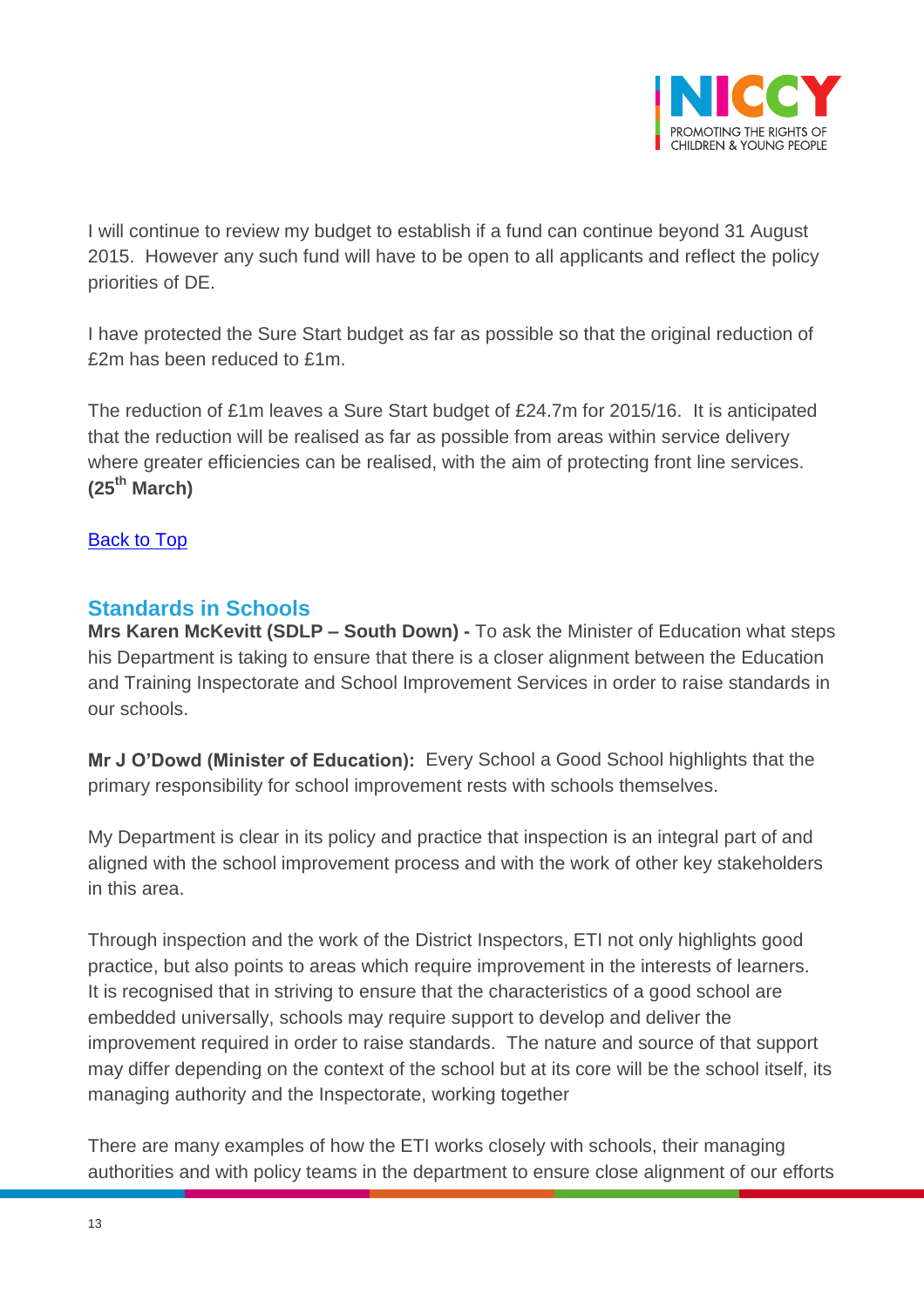I will continue to review my budget to establish if a fund can continue beyond 31 August 2015. However any such fund will have to be open to all applicants and reflect the policy priorities of DE.

I have protected the Sure Start budget as far as possible so that the original reduction of £2m has been reduced to £1m.

The reduction of £1m leaves a Sure Start budget of £24.7m for 2015/16. It is anticipated that the reduction will be realised as far as possible from areas within service delivery where greater efficiencies can be realised, with the aim of protecting front line services. **(25th March)**

[Back to Top]

## Standards in Schools

**Mrs Karen McKevitt (SDLP – South Down) -** To ask the Minister of Education what steps his Department is taking to ensure that there is a closer alignment between the Education and Training Inspectorate and School Improvement Services in order to raise standards in our schools.

**Mr J O'Dowd (Minister of Education):** Every School a Good School highlights that the primary responsibility for school improvement rests with schools themselves.

My Department is clear in its policy and practice that inspection is an integral part of and aligned with the school improvement process and with the work of other key stakeholders in this area.

Through inspection and the work of the District Inspectors, ETI not only highlights good practice, but also points to areas which require improvement in the interests of learners. It is recognised that in striving to ensure that the characteristics of a good school are embedded universally, schools may require support to develop and deliver the improvement required in order to raise standards. The nature and source of that support may differ depending on the context of the school but at its core will be the school itself, its managing authority and the Inspectorate, working together

There are many examples of how the ETI works closely with schools, their managing authorities and with policy teams in the department to ensure close alignment of our efforts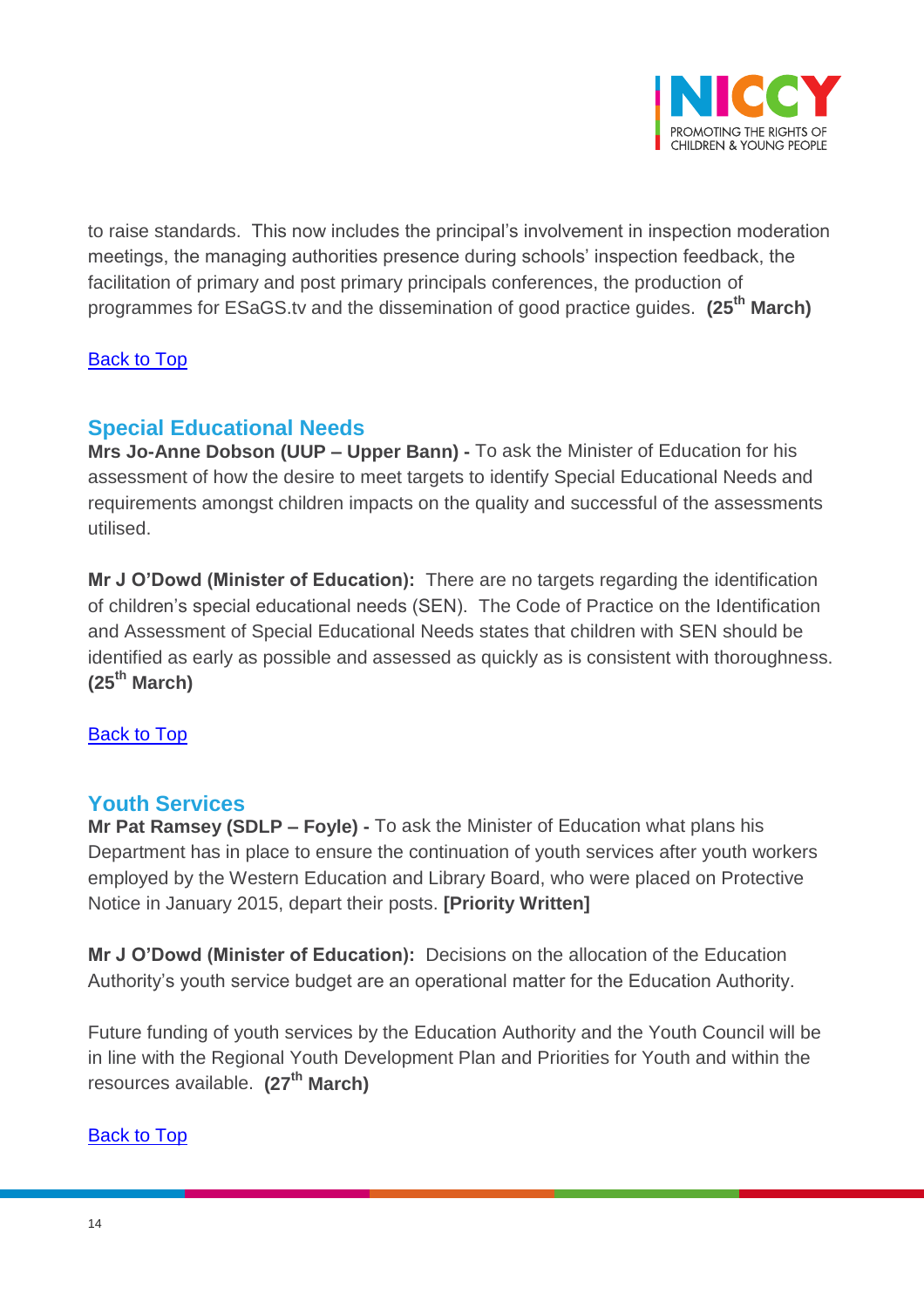to raise standards. This now includes the principal's involvement in inspection moderation meetings, the managing authorities presence during schools' inspection feedback, the facilitation of primary and post primary principals conferences, the production of programmes for ESaGS.tv and the dissemination of good practice guides. **(25th March)**

Back to Top

## Special Educational Needs

**Mrs Jo-Anne Dobson (UUP – Upper Bann) -** To ask the Minister of Education for his assessment of how the desire to meet targets to identify Special Educational Needs and requirements amongst children impacts on the quality and successful of the assessments utilised.

**Mr J O'Dowd (Minister of Education):** There are no targets regarding the identification of children's special educational needs (SEN). The Code of Practice on the Identification and Assessment of Special Educational Needs states that children with SEN should be identified as early as possible and assessed as quickly as is consistent with thoroughness. **(25th March)**

Back to Top

## Youth Services

**Mr Pat Ramsey (SDLP – Foyle) -** To ask the Minister of Education what plans his Department has in place to ensure the continuation of youth services after youth workers employed by the Western Education and Library Board, who were placed on Protective Notice in January 2015, depart their posts. **[Priority Written]**

**Mr J O'Dowd (Minister of Education):** Decisions on the allocation of the Education Authority's youth service budget are an operational matter for the Education Authority.

Future funding of youth services by the Education Authority and the Youth Council will be in line with the Regional Youth Development Plan and Priorities for Youth and within the resources available. **(27th March)**

Back to Top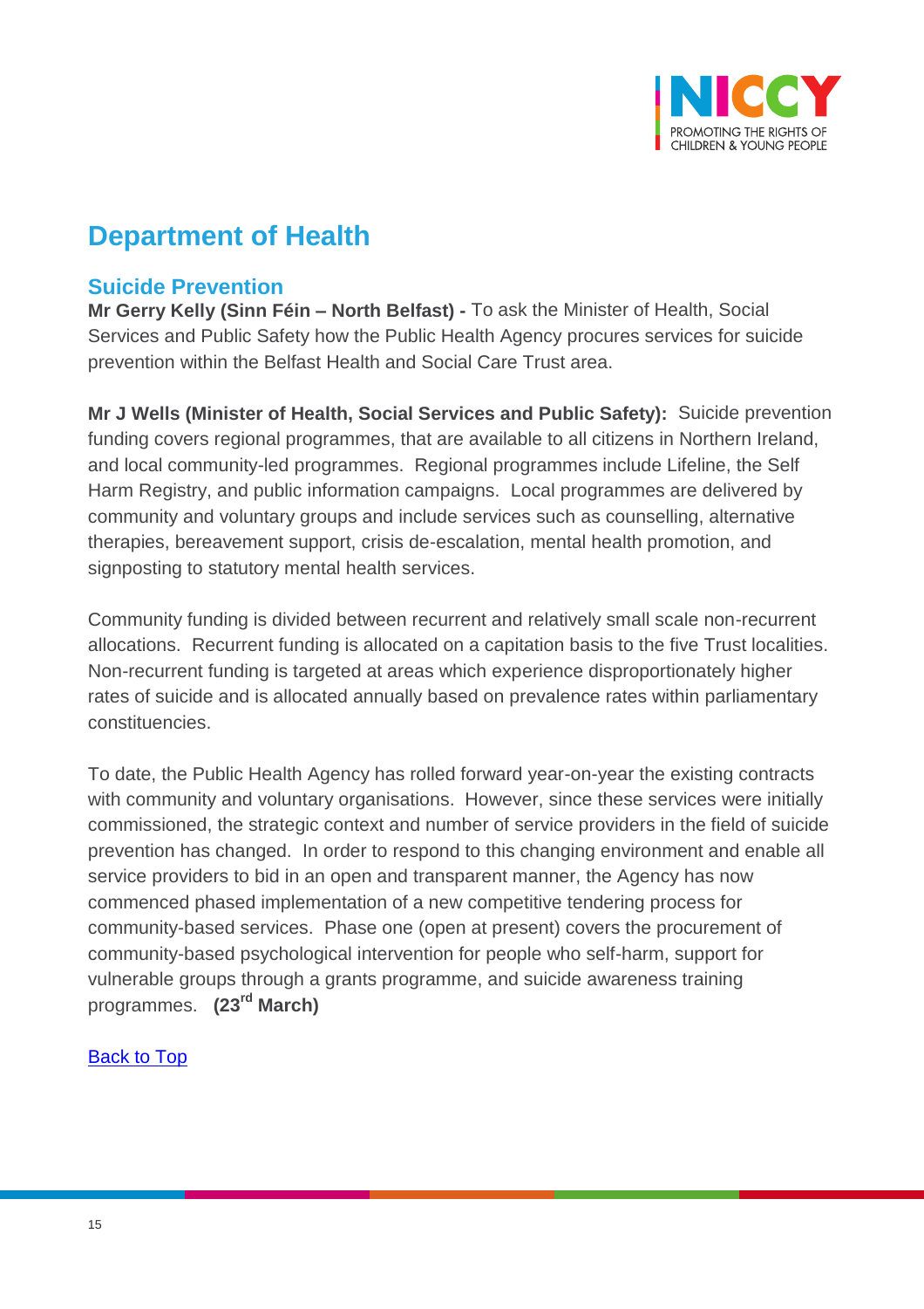# Department of Health

## Suicide Prevention

**Mr Gerry Kelly (Sinn Féin – North Belfast) -** To ask the Minister of Health, Social Services and Public Safety how the Public Health Agency procures services for suicide prevention within the Belfast Health and Social Care Trust area.

**Mr J Wells (Minister of Health, Social Services and Public Safety):** Suicide prevention funding covers regional programmes, that are available to all citizens in Northern Ireland, and local community-led programmes. Regional programmes include Lifeline, the Self Harm Registry, and public information campaigns. Local programmes are delivered by community and voluntary groups and include services such as counselling, alternative therapies, bereavement support, crisis de-escalation, mental health promotion, and signposting to statutory mental health services.

Community funding is divided between recurrent and relatively small scale non-recurrent allocations. Recurrent funding is allocated on a capitation basis to the five Trust localities. Non-recurrent funding is targeted at areas which experience disproportionately higher rates of suicide and is allocated annually based on prevalence rates within parliamentary constituencies.

To date, the Public Health Agency has rolled forward year-on-year the existing contracts with community and voluntary organisations. However, since these services were initially commissioned, the strategic context and number of service providers in the field of suicide prevention has changed. In order to respond to this changing environment and enable all service providers to bid in an open and transparent manner, the Agency has now commenced phased implementation of a new competitive tendering process for community-based services. Phase one (open at present) covers the procurement of community-based psychological intervention for people who self-harm, support for vulnerable groups through a grants programme, and suicide awareness training programmes. **(23rd March)**

Back to Top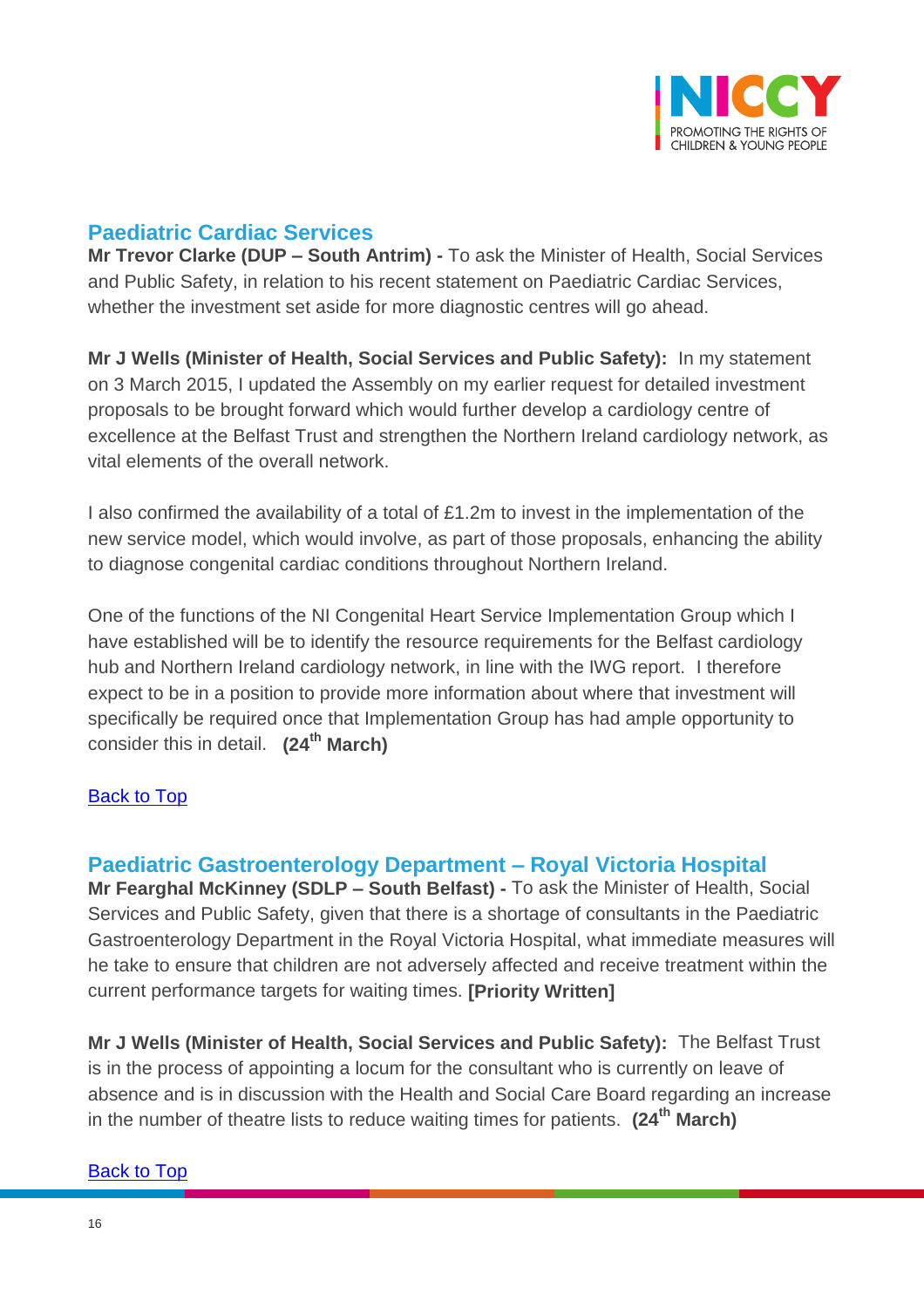## Paediatric Cardiac Services

**Mr Trevor Clarke (DUP – South Antrim) -** To ask the Minister of Health, Social Services and Public Safety, in relation to his recent statement on Paediatric Cardiac Services, whether the investment set aside for more diagnostic centres will go ahead.

**Mr J Wells (Minister of Health, Social Services and Public Safety):** In my statement on 3 March 2015, I updated the Assembly on my earlier request for detailed investment proposals to be brought forward which would further develop a cardiology centre of excellence at the Belfast Trust and strengthen the Northern Ireland cardiology network, as vital elements of the overall network.

I also confirmed the availability of a total of £1.2m to invest in the implementation of the new service model, which would involve, as part of those proposals, enhancing the ability to diagnose congenital cardiac conditions throughout Northern Ireland.

One of the functions of the NI Congenital Heart Service Implementation Group which I have established will be to identify the resource requirements for the Belfast cardiology hub and Northern Ireland cardiology network, in line with the IWG report. I therefore expect to be in a position to provide more information about where that investment will specifically be required once that Implementation Group has had ample opportunity to consider this in detail. **(24th March)**

Back to Top

## Paediatric Gastroenterology Department – Royal Victoria Hospital

**Mr Fearghal McKinney (SDLP – South Belfast) -** To ask the Minister of Health, Social Services and Public Safety, given that there is a shortage of consultants in the Paediatric Gastroenterology Department in the Royal Victoria Hospital, what immediate measures will he take to ensure that children are not adversely affected and receive treatment within the current performance targets for waiting times. **[Priority Written]**

**Mr J Wells (Minister of Health, Social Services and Public Safety):** The Belfast Trust is in the process of appointing a locum for the consultant who is currently on leave of absence and is in discussion with the Health and Social Care Board regarding an increase in the number of theatre lists to reduce waiting times for patients. **(24th March)**

Back to Top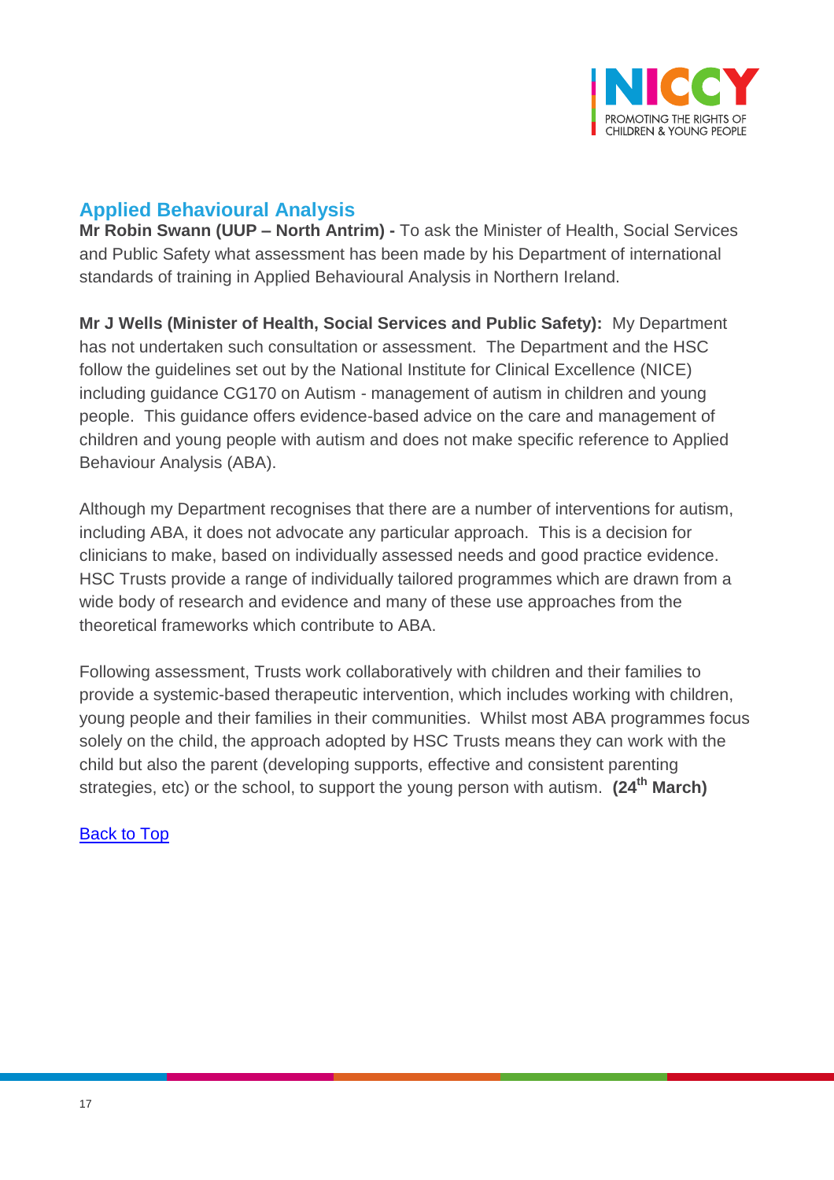## Applied Behavioural Analysis

**Mr Robin Swann (UUP – North Antrim) -** To ask the Minister of Health, Social Services and Public Safety what assessment has been made by his Department of international standards of training in Applied Behavioural Analysis in Northern Ireland.

**Mr J Wells (Minister of Health, Social Services and Public Safety):** My Department has not undertaken such consultation or assessment. The Department and the HSC follow the guidelines set out by the National Institute for Clinical Excellence (NICE) including guidance CG170 on Autism - management of autism in children and young people. This guidance offers evidence-based advice on the care and management of children and young people with autism and does not make specific reference to Applied Behaviour Analysis (ABA).

Although my Department recognises that there are a number of interventions for autism, including ABA, it does not advocate any particular approach. This is a decision for clinicians to make, based on individually assessed needs and good practice evidence. HSC Trusts provide a range of individually tailored programmes which are drawn from a wide body of research and evidence and many of these use approaches from the theoretical frameworks which contribute to ABA.

Following assessment, Trusts work collaboratively with children and their families to provide a systemic-based therapeutic intervention, which includes working with children, young people and their families in their communities. Whilst most ABA programmes focus solely on the child, the approach adopted by HSC Trusts means they can work with the child but also the parent (developing supports, effective and consistent parenting strategies, etc) or the school, to support the young person with autism. **(24th March)**

Back to Top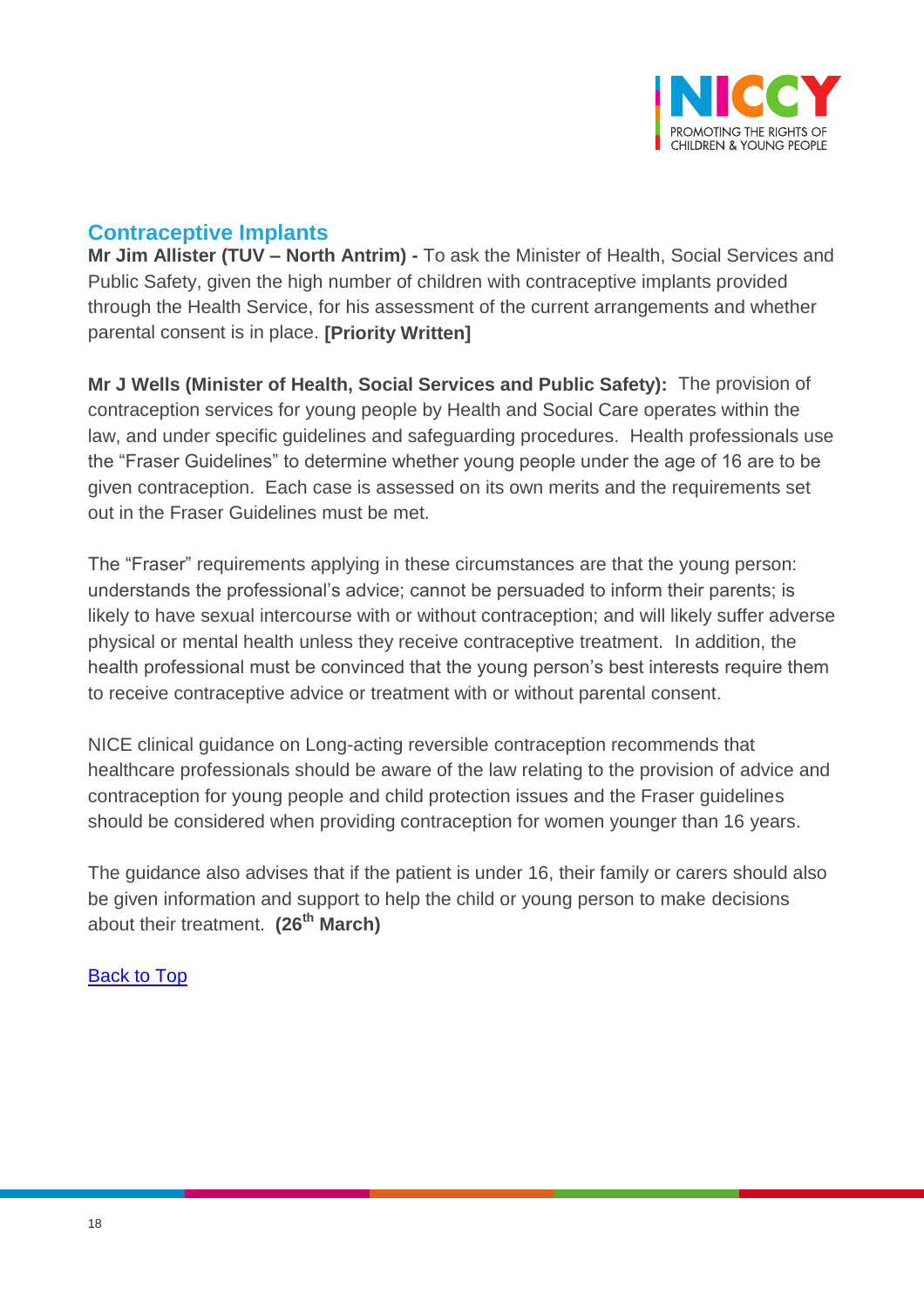## Contraceptive Implants

**Mr Jim Allister (TUV – North Antrim) -** To ask the Minister of Health, Social Services and Public Safety, given the high number of children with contraceptive implants provided through the Health Service, for his assessment of the current arrangements and whether parental consent is in place. **[Priority Written]**

**Mr J Wells (Minister of Health, Social Services and Public Safety):** The provision of contraception services for young people by Health and Social Care operates within the law, and under specific guidelines and safeguarding procedures. Health professionals use the "Fraser Guidelines" to determine whether young people under the age of 16 are to be given contraception. Each case is assessed on its own merits and the requirements set out in the Fraser Guidelines must be met.

The "Fraser" requirements applying in these circumstances are that the young person: understands the professional's advice; cannot be persuaded to inform their parents; is likely to have sexual intercourse with or without contraception; and will likely suffer adverse physical or mental health unless they receive contraceptive treatment. In addition, the health professional must be convinced that the young person's best interests require them to receive contraceptive advice or treatment with or without parental consent.

NICE clinical guidance on Long-acting reversible contraception recommends that healthcare professionals should be aware of the law relating to the provision of advice and contraception for young people and child protection issues and the Fraser guidelines should be considered when providing contraception for women younger than 16 years.

The guidance also advises that if the patient is under 16, their family or carers should also be given information and support to help the child or young person to make decisions about their treatment. **(26th March)**

Back to Top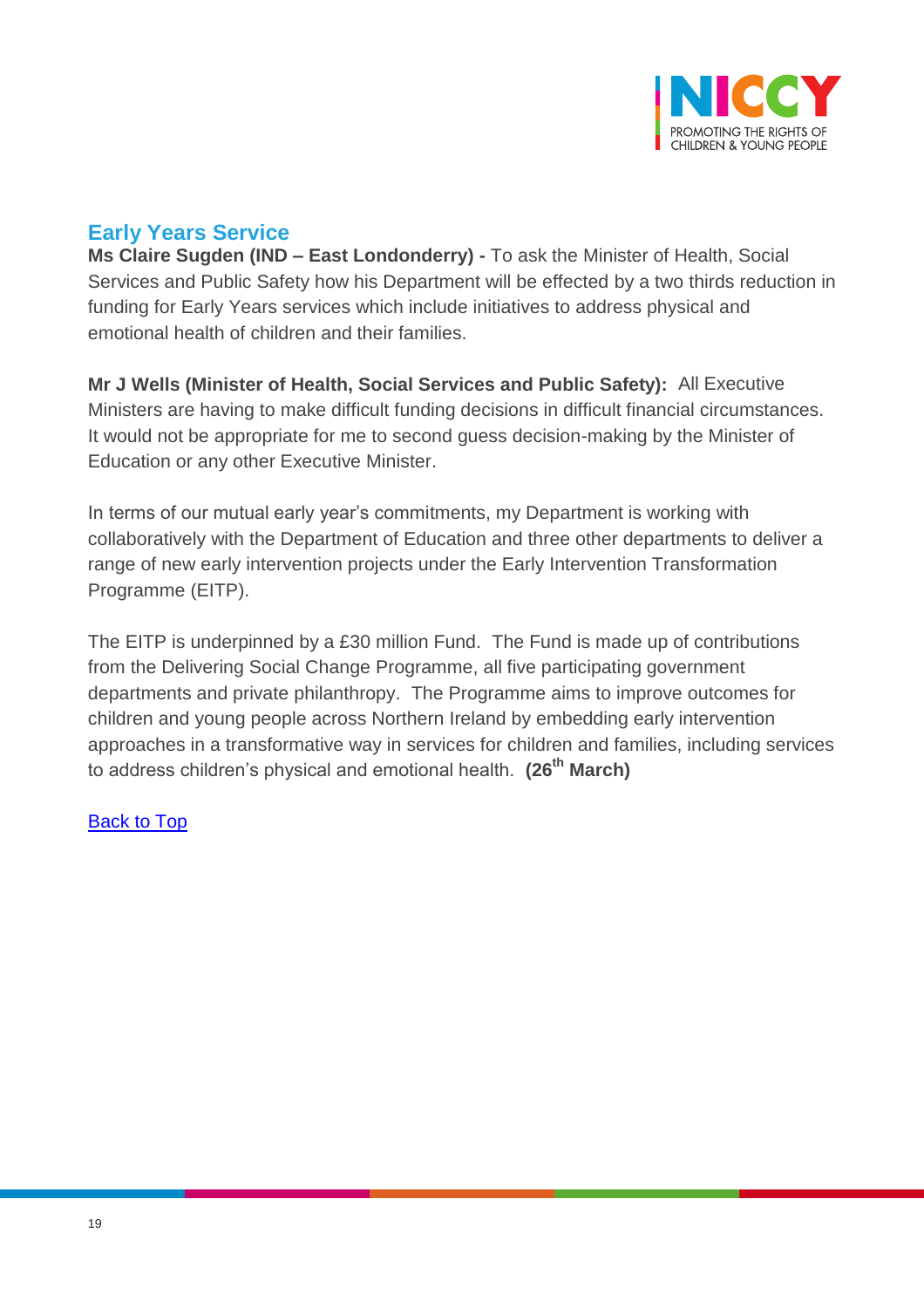## Early Years Service

**Ms Claire Sugden (IND – East Londonderry) -** To ask the Minister of Health, Social Services and Public Safety how his Department will be effected by a two thirds reduction in funding for Early Years services which include initiatives to address physical and emotional health of children and their families.

**Mr J Wells (Minister of Health, Social Services and Public Safety):** All Executive Ministers are having to make difficult funding decisions in difficult financial circumstances. It would not be appropriate for me to second guess decision-making by the Minister of Education or any other Executive Minister.

In terms of our mutual early year's commitments, my Department is working with collaboratively with the Department of Education and three other departments to deliver a range of new early intervention projects under the Early Intervention Transformation Programme (EITP).

The EITP is underpinned by a £30 million Fund. The Fund is made up of contributions from the Delivering Social Change Programme, all five participating government departments and private philanthropy. The Programme aims to improve outcomes for children and young people across Northern Ireland by embedding early intervention approaches in a transformative way in services for children and families, including services to address children's physical and emotional health. **(26th March)**

Back to Top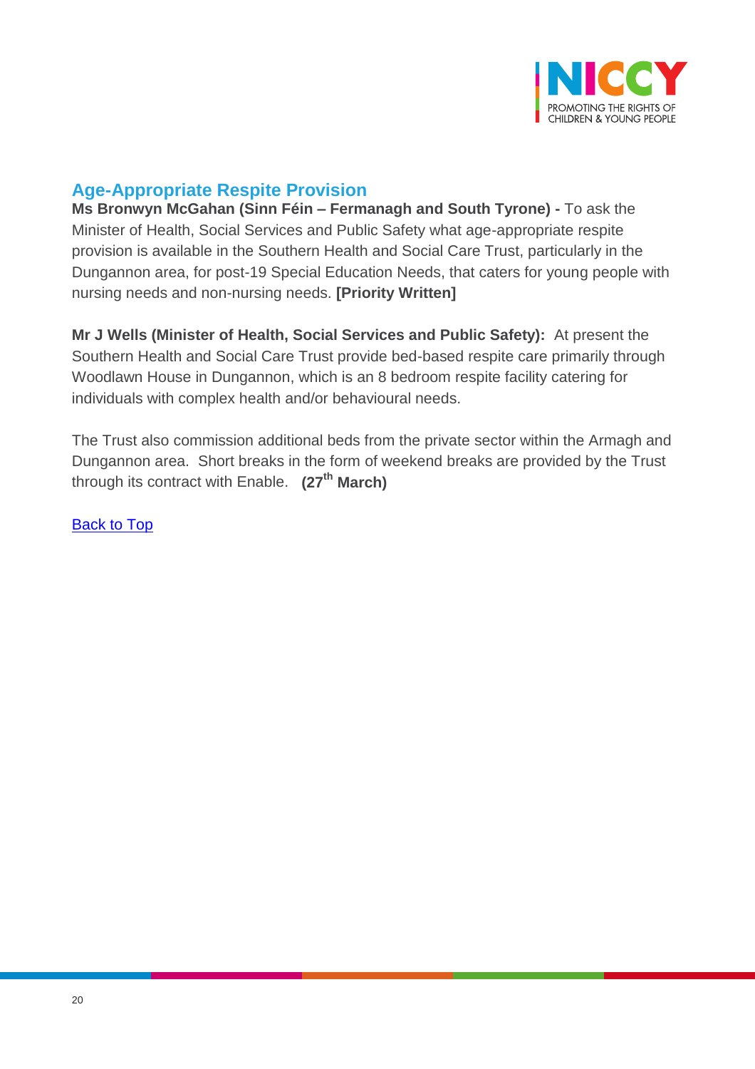## Age-Appropriate Respite Provision

**Ms Bronwyn McGahan (Sinn Féin – Fermanagh and South Tyrone) -** To ask the Minister of Health, Social Services and Public Safety what age-appropriate respite provision is available in the Southern Health and Social Care Trust, particularly in the Dungannon area, for post-19 Special Education Needs, that caters for young people with nursing needs and non-nursing needs. **[Priority Written]**

**Mr J Wells (Minister of Health, Social Services and Public Safety):** At present the Southern Health and Social Care Trust provide bed-based respite care primarily through Woodlawn House in Dungannon, which is an 8 bedroom respite facility catering for individuals with complex health and/or behavioural needs.

The Trust also commission additional beds from the private sector within the Armagh and Dungannon area. Short breaks in the form of weekend breaks are provided by the Trust through its contract with Enable. **(27th March)**

Back to Top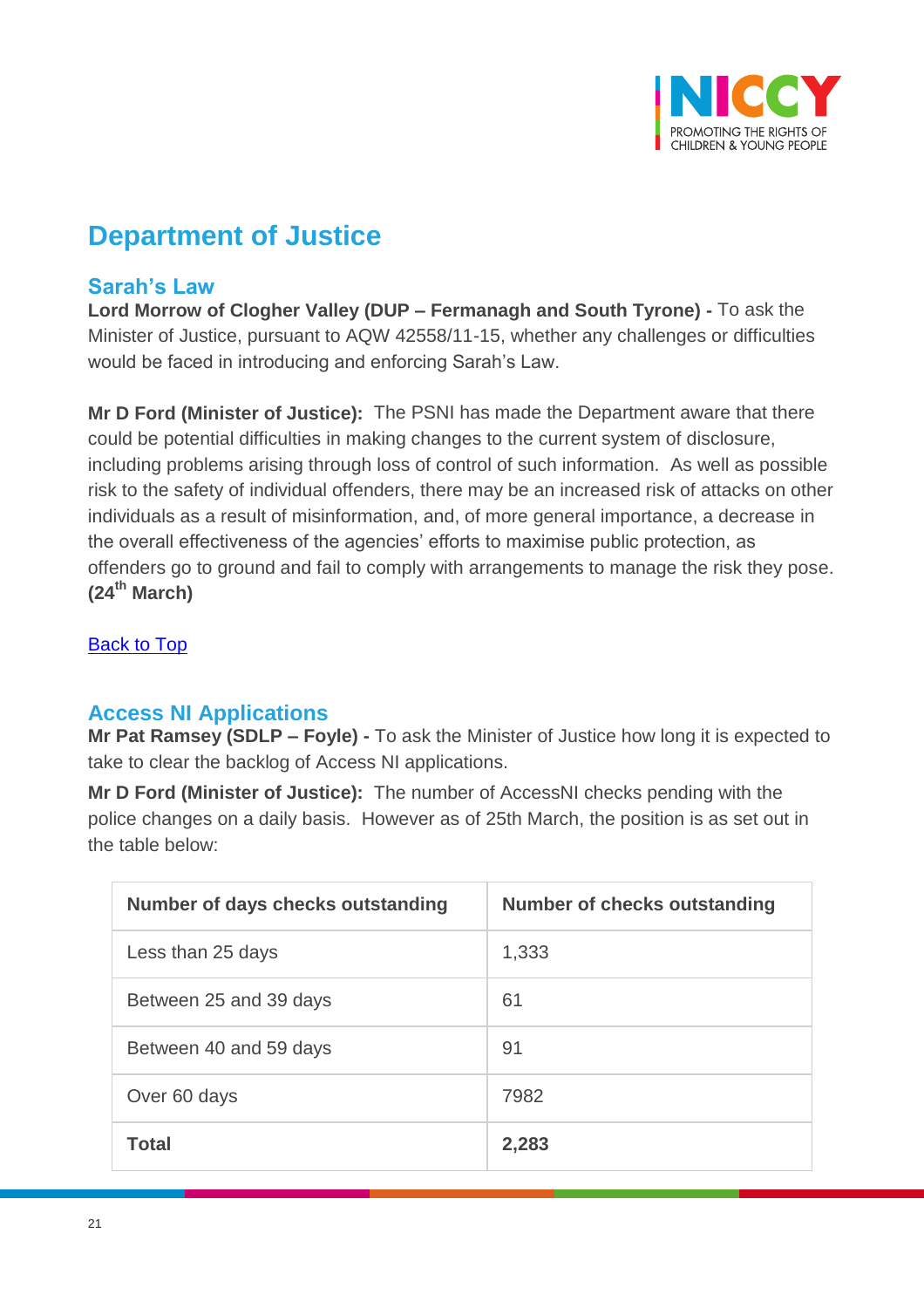## Department of Justice

### Sarah's Law

**Lord Morrow of Clogher Valley (DUP – Fermanagh and South Tyrone) -** To ask the Minister of Justice, pursuant to AQW 42558/11-15, whether any challenges or difficulties would be faced in introducing and enforcing Sarah's Law.

**Mr D Ford (Minister of Justice):** The PSNI has made the Department aware that there could be potential difficulties in making changes to the current system of disclosure, including problems arising through loss of control of such information. As well as possible risk to the safety of individual offenders, there may be an increased risk of attacks on other individuals as a result of misinformation, and, of more general importance, a decrease in the overall effectiveness of the agencies' efforts to maximise public protection, as offenders go to ground and fail to comply with arrangements to manage the risk they pose. **(24th March)**

Back to Top

### Access NI Applications

**Mr Pat Ramsey (SDLP – Foyle) -** To ask the Minister of Justice how long it is expected to take to clear the backlog of Access NI applications.

**Mr D Ford (Minister of Justice):** The number of AccessNI checks pending with the police changes on a daily basis. However as of 25th March, the position is as set out in the table below:

| Number of days checks outstanding | Number of checks outstanding |
|---|---|
| Less than 25 days | 1,333 |
| Between 25 and 39 days | 61 |
| Between 40 and 59 days | 91 |
| Over 60 days | 7982 |
| **Total** | **2,283** |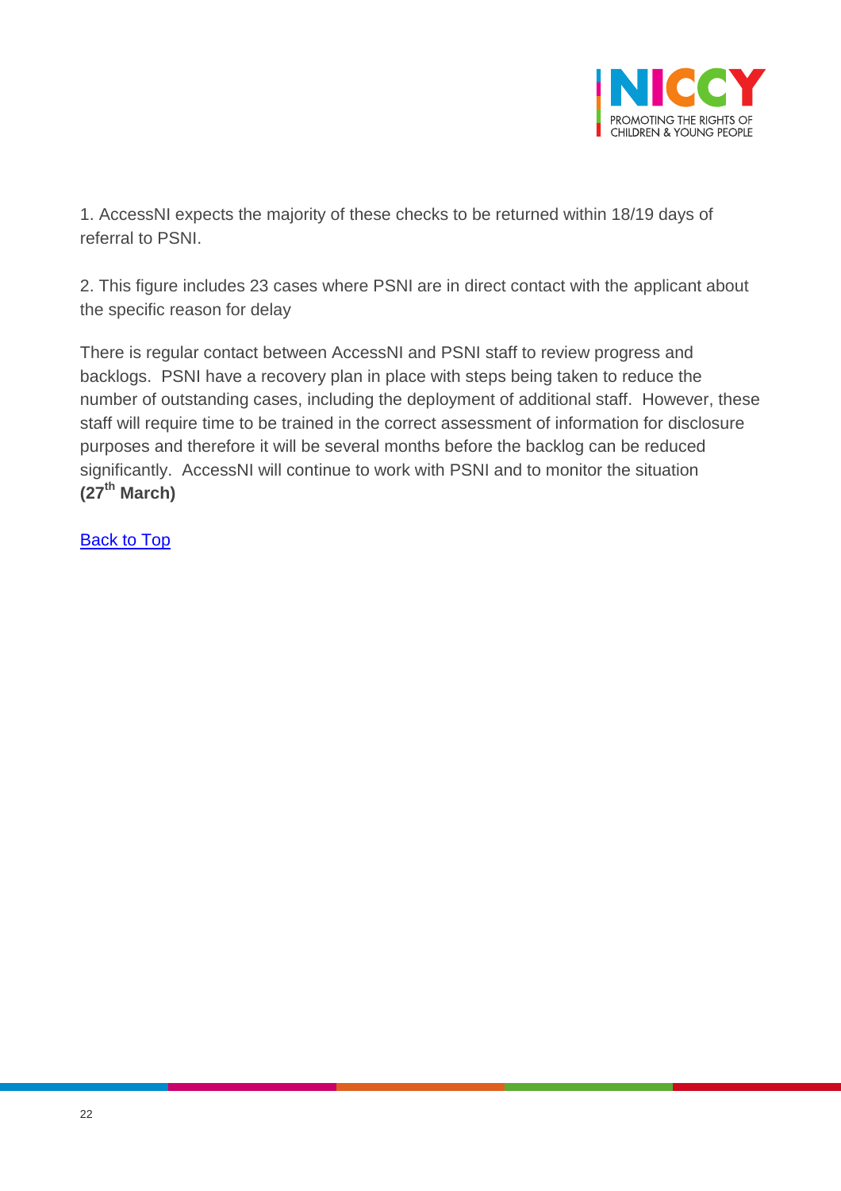1. AccessNI expects the majority of these checks to be returned within 18/19 days of referral to PSNI.

2. This figure includes 23 cases where PSNI are in direct contact with the applicant about the specific reason for delay

There is regular contact between AccessNI and PSNI staff to review progress and backlogs. PSNI have a recovery plan in place with steps being taken to reduce the number of outstanding cases, including the deployment of additional staff. However, these staff will require time to be trained in the correct assessment of information for disclosure purposes and therefore it will be several months before the backlog can be reduced significantly. AccessNI will continue to work with PSNI and to monitor the situation **(27th March)**

Back to Top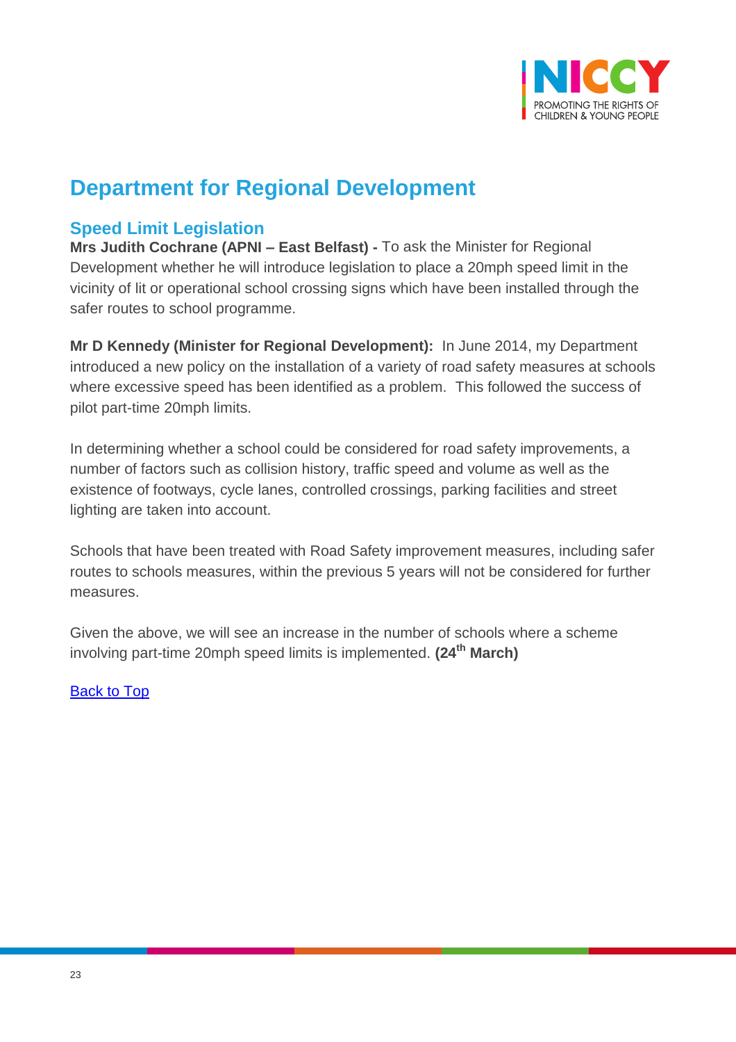## Department for Regional Development

### Speed Limit Legislation

**Mrs Judith Cochrane (APNI – East Belfast) -** To ask the Minister for Regional Development whether he will introduce legislation to place a 20mph speed limit in the vicinity of lit or operational school crossing signs which have been installed through the safer routes to school programme.

**Mr D Kennedy (Minister for Regional Development):** In June 2014, my Department introduced a new policy on the installation of a variety of road safety measures at schools where excessive speed has been identified as a problem. This followed the success of pilot part-time 20mph limits.

In determining whether a school could be considered for road safety improvements, a number of factors such as collision history, traffic speed and volume as well as the existence of footways, cycle lanes, controlled crossings, parking facilities and street lighting are taken into account.

Schools that have been treated with Road Safety improvement measures, including safer routes to schools measures, within the previous 5 years will not be considered for further measures.

Given the above, we will see an increase in the number of schools where a scheme involving part-time 20mph speed limits is implemented. **(24th March)**

Back to Top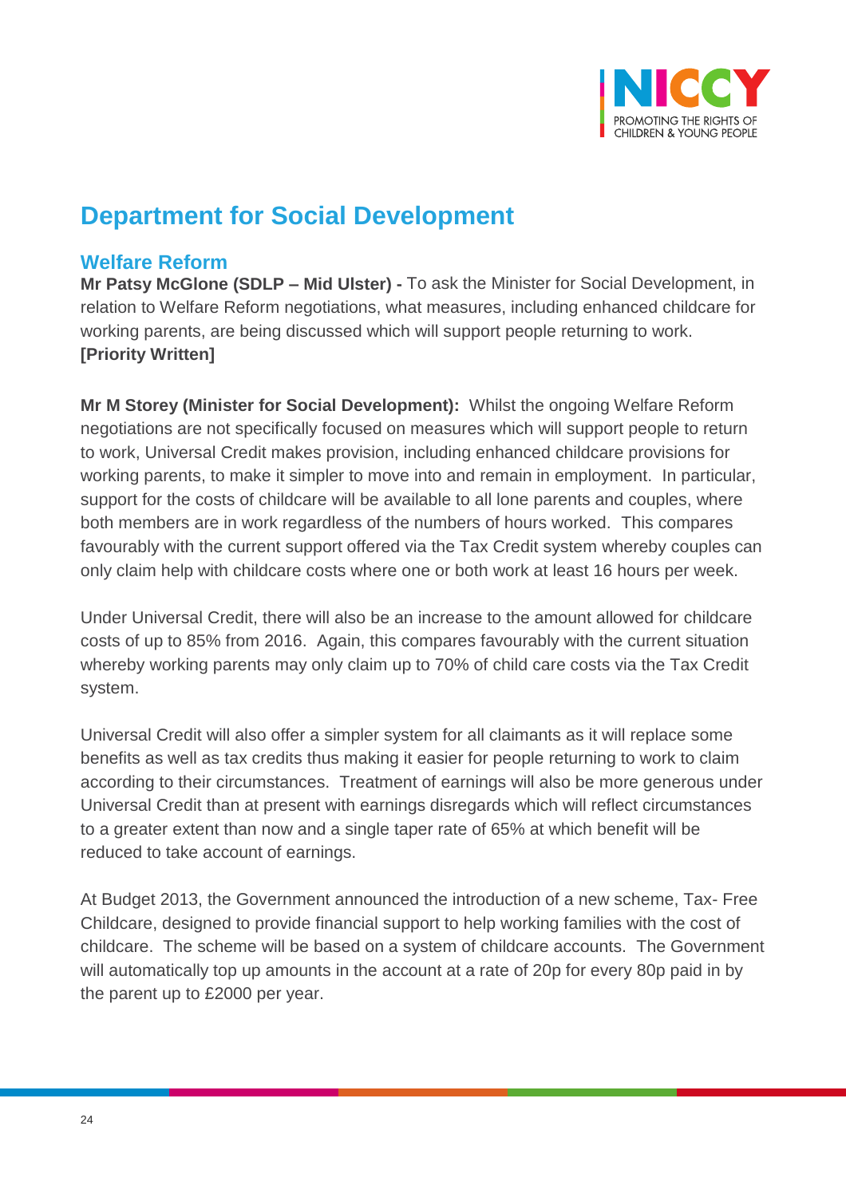# Department for Social Development

## Welfare Reform

**Mr Patsy McGlone (SDLP – Mid Ulster) -** To ask the Minister for Social Development, in relation to Welfare Reform negotiations, what measures, including enhanced childcare for working parents, are being discussed which will support people returning to work. **[Priority Written]**

**Mr M Storey (Minister for Social Development):** Whilst the ongoing Welfare Reform negotiations are not specifically focused on measures which will support people to return to work, Universal Credit makes provision, including enhanced childcare provisions for working parents, to make it simpler to move into and remain in employment. In particular, support for the costs of childcare will be available to all lone parents and couples, where both members are in work regardless of the numbers of hours worked. This compares favourably with the current support offered via the Tax Credit system whereby couples can only claim help with childcare costs where one or both work at least 16 hours per week.

Under Universal Credit, there will also be an increase to the amount allowed for childcare costs of up to 85% from 2016. Again, this compares favourably with the current situation whereby working parents may only claim up to 70% of child care costs via the Tax Credit system.

Universal Credit will also offer a simpler system for all claimants as it will replace some benefits as well as tax credits thus making it easier for people returning to work to claim according to their circumstances. Treatment of earnings will also be more generous under Universal Credit than at present with earnings disregards which will reflect circumstances to a greater extent than now and a single taper rate of 65% at which benefit will be reduced to take account of earnings.

At Budget 2013, the Government announced the introduction of a new scheme, Tax- Free Childcare, designed to provide financial support to help working families with the cost of childcare. The scheme will be based on a system of childcare accounts. The Government will automatically top up amounts in the account at a rate of 20p for every 80p paid in by the parent up to £2000 per year.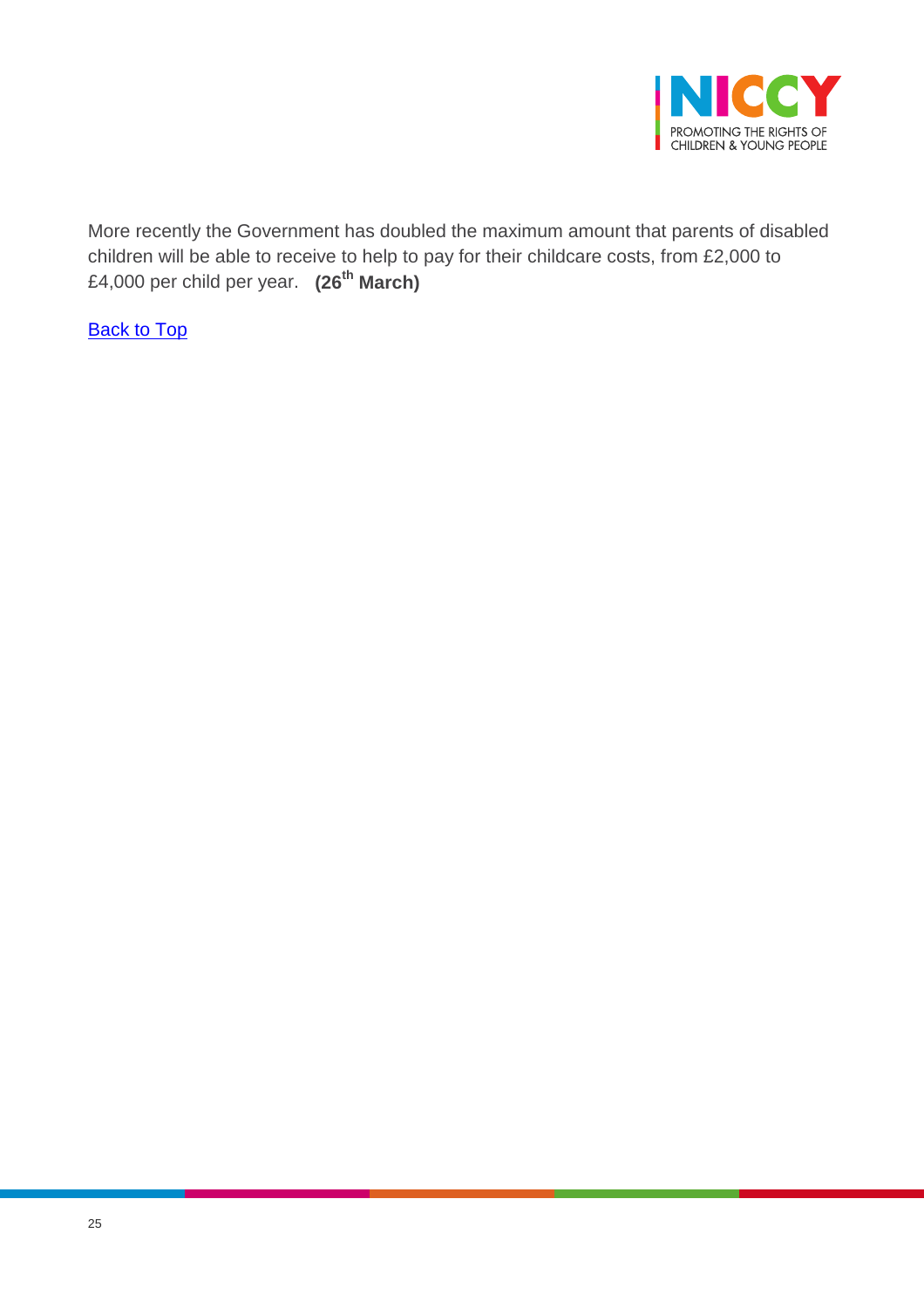More recently the Government has doubled the maximum amount that parents of disabled children will be able to receive to help to pay for their childcare costs, from £2,000 to £4,000 per child per year. **(26th March)**

Back to Top